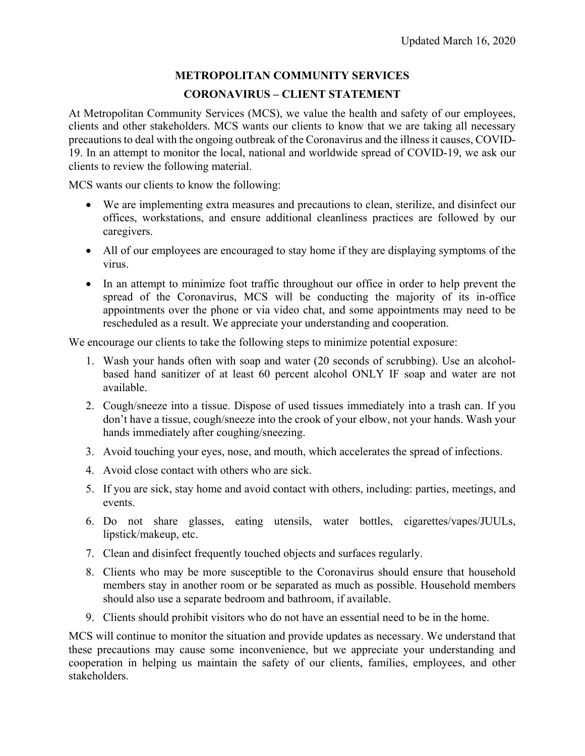Updated March 16, 2020

# METROPOLITAN COMMUNITY SERVICES

## CORONAVIRUS – CLIENT STATEMENT

At Metropolitan Community Services (MCS), we value the health and safety of our employees, clients and other stakeholders. MCS wants our clients to know that we are taking all necessary precautions to deal with the ongoing outbreak of the Coronavirus and the illness it causes, COVID-19. In an attempt to monitor the local, national and worldwide spread of COVID-19, we ask our clients to review the following material.

MCS wants our clients to know the following:

- We are implementing extra measures and precautions to clean, sterilize, and disinfect our offices, workstations, and ensure additional cleanliness practices are followed by our caregivers.
- All of our employees are encouraged to stay home if they are displaying symptoms of the virus.
- In an attempt to minimize foot traffic throughout our office in order to help prevent the spread of the Coronavirus, MCS will be conducting the majority of its in-office appointments over the phone or via video chat, and some appointments may need to be rescheduled as a result. We appreciate your understanding and cooperation.

We encourage our clients to take the following steps to minimize potential exposure:

1. Wash your hands often with soap and water (20 seconds of scrubbing). Use an alcohol-based hand sanitizer of at least 60 percent alcohol ONLY IF soap and water are not available.
2. Cough/sneeze into a tissue. Dispose of used tissues immediately into a trash can. If you don't have a tissue, cough/sneeze into the crook of your elbow, not your hands. Wash your hands immediately after coughing/sneezing.
3. Avoid touching your eyes, nose, and mouth, which accelerates the spread of infections.
4. Avoid close contact with others who are sick.
5. If you are sick, stay home and avoid contact with others, including: parties, meetings, and events.
6. Do not share glasses, eating utensils, water bottles, cigarettes/vapes/JUULs, lipstick/makeup, etc.
7. Clean and disinfect frequently touched objects and surfaces regularly.
8. Clients who may be more susceptible to the Coronavirus should ensure that household members stay in another room or be separated as much as possible. Household members should also use a separate bedroom and bathroom, if available.
9. Clients should prohibit visitors who do not have an essential need to be in the home.

MCS will continue to monitor the situation and provide updates as necessary. We understand that these precautions may cause some inconvenience, but we appreciate your understanding and cooperation in helping us maintain the safety of our clients, families, employees, and other stakeholders.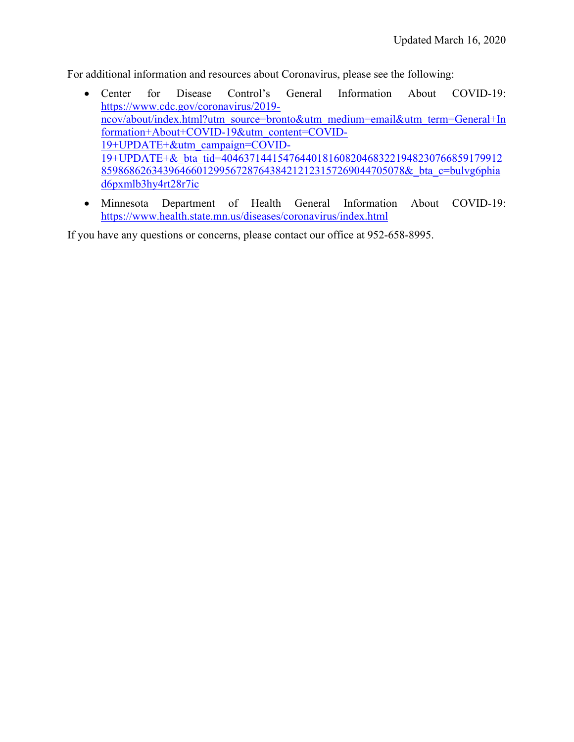Updated March 16, 2020

For additional information and resources about Coronavirus, please see the following:

- Center for Disease Control's General Information About COVID-19: https://www.cdc.gov/coronavirus/2019-ncov/about/index.html?utm_source=bronto&utm_medium=email&utm_term=General+Information+About+COVID-19&utm_content=COVID-19+UPDATE+&utm_campaign=COVID-19+UPDATE+&_bta_tid=40463714415476440181608204683221948230766859179912859868626343964660129956728764384212123157269044705078&_bta_c=bulvg6phiad6pxmlb3hy4rt28r7ic
- Minnesota Department of Health General Information About COVID-19: https://www.health.state.mn.us/diseases/coronavirus/index.html

If you have any questions or concerns, please contact our office at 952-658-8995.